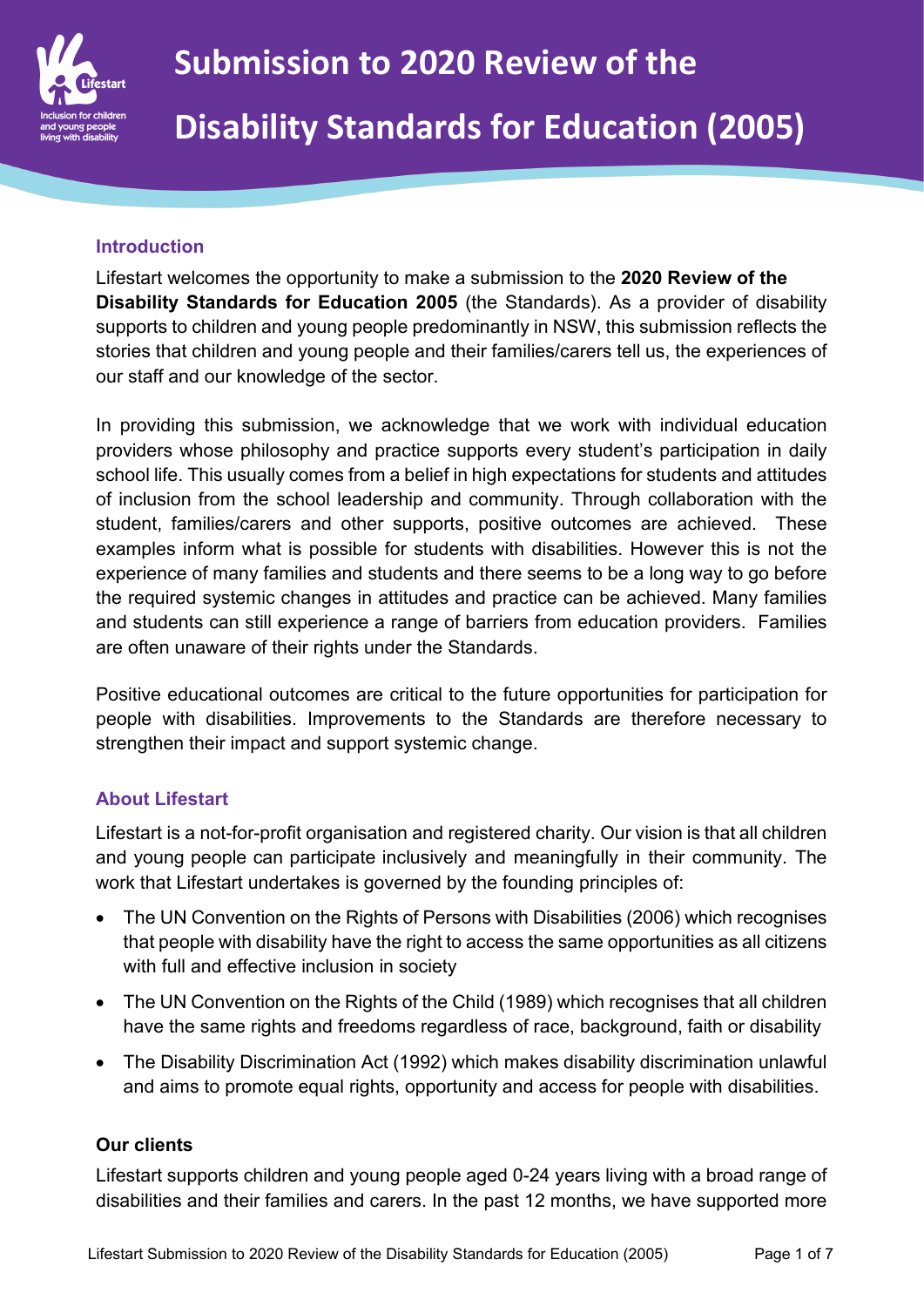# Submission to 2020 Review of the Disability Standards for Education (2005)

## Introduction

Lifestart welcomes the opportunity to make a submission to the **2020 Review of the Disability Standards for Education 2005** (the Standards). As a provider of disability supports to children and young people predominantly in NSW, this submission reflects the stories that children and young people and their families/carers tell us, the experiences of our staff and our knowledge of the sector.

In providing this submission, we acknowledge that we work with individual education providers whose philosophy and practice supports every student's participation in daily school life. This usually comes from a belief in high expectations for students and attitudes of inclusion from the school leadership and community. Through collaboration with the student, families/carers and other supports, positive outcomes are achieved. These examples inform what is possible for students with disabilities. However this is not the experience of many families and students and there seems to be a long way to go before the required systemic changes in attitudes and practice can be achieved. Many families and students can still experience a range of barriers from education providers. Families are often unaware of their rights under the Standards.

Positive educational outcomes are critical to the future opportunities for participation for people with disabilities. Improvements to the Standards are therefore necessary to strengthen their impact and support systemic change.

## About Lifestart

Lifestart is a not-for-profit organisation and registered charity. Our vision is that all children and young people can participate inclusively and meaningfully in their community. The work that Lifestart undertakes is governed by the founding principles of:

- The UN Convention on the Rights of Persons with Disabilities (2006) which recognises that people with disability have the right to access the same opportunities as all citizens with full and effective inclusion in society
- The UN Convention on the Rights of the Child (1989) which recognises that all children have the same rights and freedoms regardless of race, background, faith or disability
- The Disability Discrimination Act (1992) which makes disability discrimination unlawful and aims to promote equal rights, opportunity and access for people with disabilities.

### Our clients

Lifestart supports children and young people aged 0-24 years living with a broad range of disabilities and their families and carers. In the past 12 months, we have supported more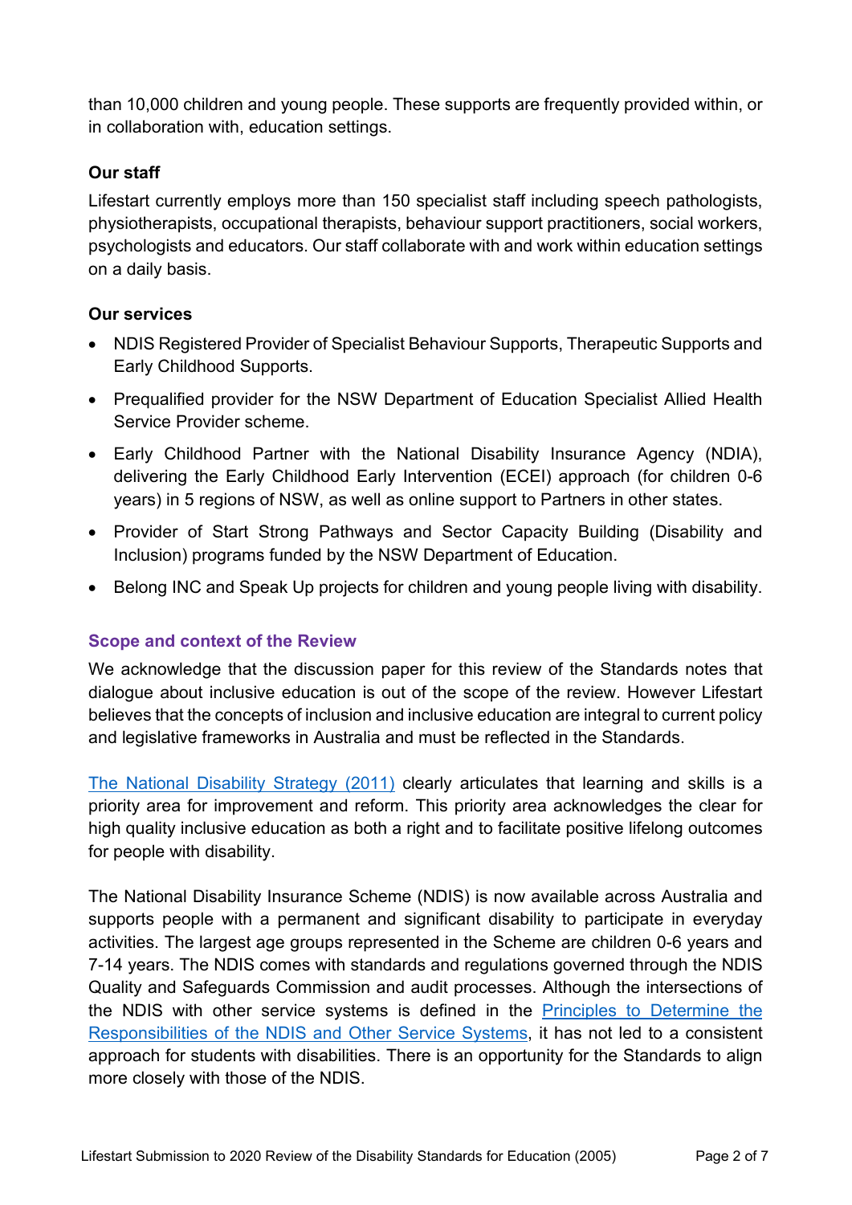than 10,000 children and young people. These supports are frequently provided within, or in collaboration with, education settings.

**Our staff**

Lifestart currently employs more than 150 specialist staff including speech pathologists, physiotherapists, occupational therapists, behaviour support practitioners, social workers, psychologists and educators. Our staff collaborate with and work within education settings on a daily basis.

**Our services**

- NDIS Registered Provider of Specialist Behaviour Supports, Therapeutic Supports and Early Childhood Supports.
- Prequalified provider for the NSW Department of Education Specialist Allied Health Service Provider scheme.
- Early Childhood Partner with the National Disability Insurance Agency (NDIA), delivering the Early Childhood Early Intervention (ECEI) approach (for children 0-6 years) in 5 regions of NSW, as well as online support to Partners in other states.
- Provider of Start Strong Pathways and Sector Capacity Building (Disability and Inclusion) programs funded by the NSW Department of Education.
- Belong INC and Speak Up projects for children and young people living with disability.

## Scope and context of the Review

We acknowledge that the discussion paper for this review of the Standards notes that dialogue about inclusive education is out of the scope of the review. However Lifestart believes that the concepts of inclusion and inclusive education are integral to current policy and legislative frameworks in Australia and must be reflected in the Standards.

The National Disability Strategy (2011) clearly articulates that learning and skills is a priority area for improvement and reform. This priority area acknowledges the clear for high quality inclusive education as both a right and to facilitate positive lifelong outcomes for people with disability.

The National Disability Insurance Scheme (NDIS) is now available across Australia and supports people with a permanent and significant disability to participate in everyday activities. The largest age groups represented in the Scheme are children 0-6 years and 7-14 years. The NDIS comes with standards and regulations governed through the NDIS Quality and Safeguards Commission and audit processes. Although the intersections of the NDIS with other service systems is defined in the Principles to Determine the Responsibilities of the NDIS and Other Service Systems, it has not led to a consistent approach for students with disabilities. There is an opportunity for the Standards to align more closely with those of the NDIS.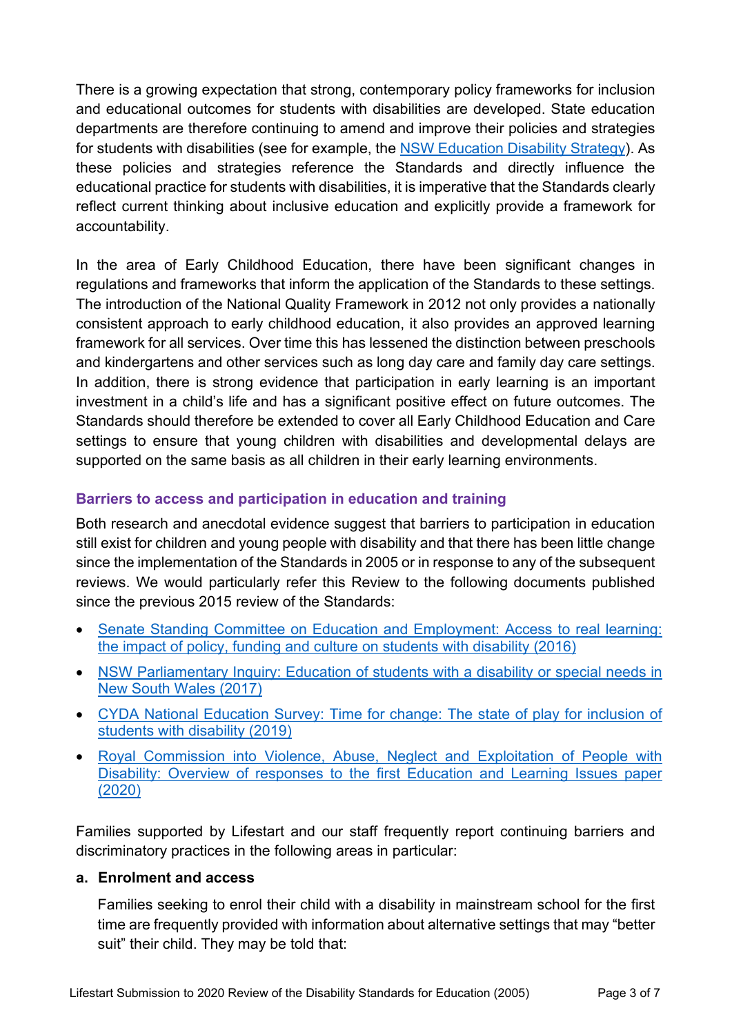There is a growing expectation that strong, contemporary policy frameworks for inclusion and educational outcomes for students with disabilities are developed. State education departments are therefore continuing to amend and improve their policies and strategies for students with disabilities (see for example, the NSW Education Disability Strategy). As these policies and strategies reference the Standards and directly influence the educational practice for students with disabilities, it is imperative that the Standards clearly reflect current thinking about inclusive education and explicitly provide a framework for accountability.

In the area of Early Childhood Education, there have been significant changes in regulations and frameworks that inform the application of the Standards to these settings. The introduction of the National Quality Framework in 2012 not only provides a nationally consistent approach to early childhood education, it also provides an approved learning framework for all services. Over time this has lessened the distinction between preschools and kindergartens and other services such as long day care and family day care settings. In addition, there is strong evidence that participation in early learning is an important investment in a child's life and has a significant positive effect on future outcomes. The Standards should therefore be extended to cover all Early Childhood Education and Care settings to ensure that young children with disabilities and developmental delays are supported on the same basis as all children in their early learning environments.

### Barriers to access and participation in education and training

Both research and anecdotal evidence suggest that barriers to participation in education still exist for children and young people with disability and that there has been little change since the implementation of the Standards in 2005 or in response to any of the subsequent reviews. We would particularly refer this Review to the following documents published since the previous 2015 review of the Standards:

- Senate Standing Committee on Education and Employment: Access to real learning: the impact of policy, funding and culture on students with disability (2016)
- NSW Parliamentary Inquiry: Education of students with a disability or special needs in New South Wales (2017)
- CYDA National Education Survey: Time for change: The state of play for inclusion of students with disability (2019)
- Royal Commission into Violence, Abuse, Neglect and Exploitation of People with Disability: Overview of responses to the first Education and Learning Issues paper (2020)

Families supported by Lifestart and our staff frequently report continuing barriers and discriminatory practices in the following areas in particular:

**a. Enrolment and access**

Families seeking to enrol their child with a disability in mainstream school for the first time are frequently provided with information about alternative settings that may "better suit" their child. They may be told that: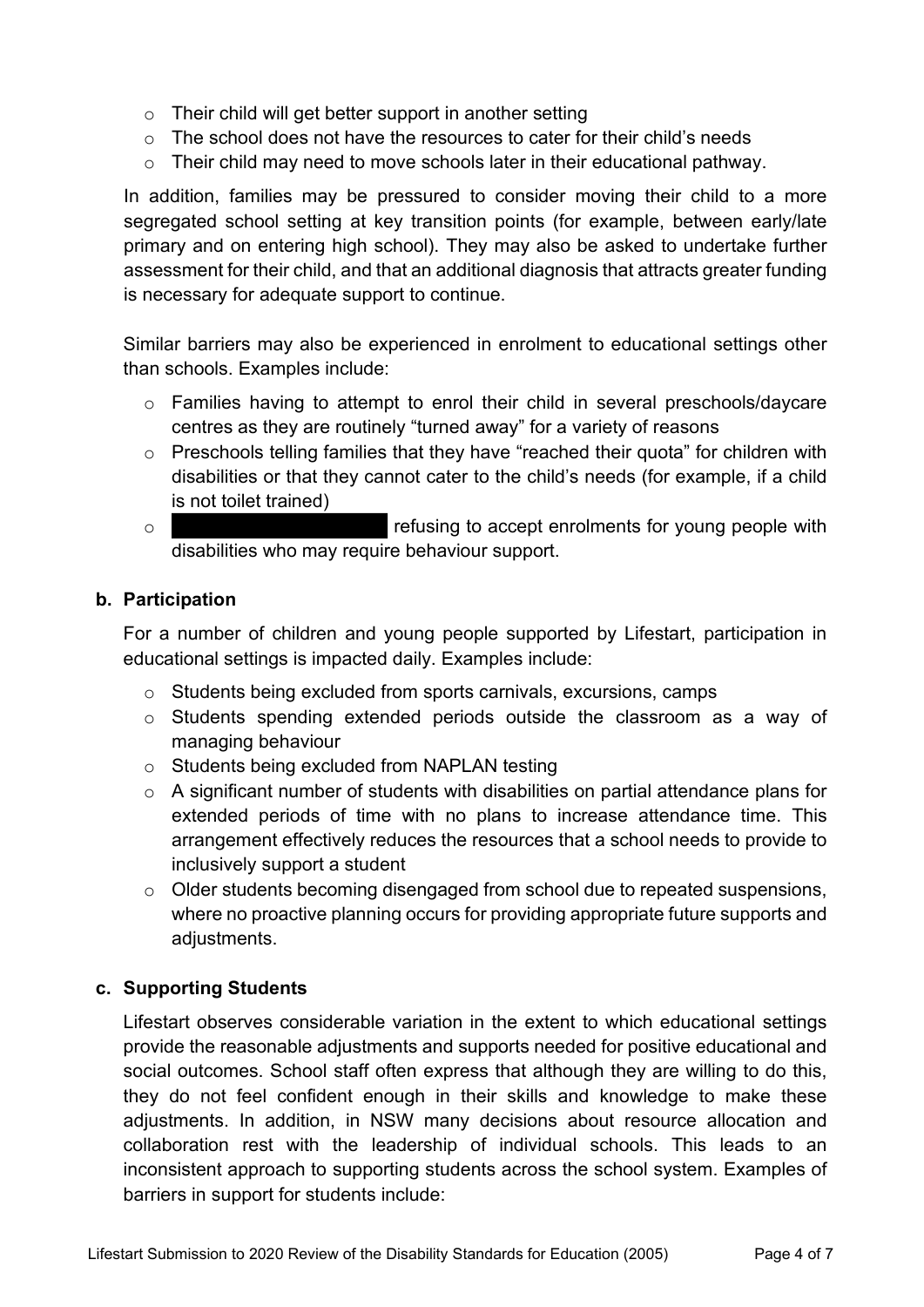- Their child will get better support in another setting
- The school does not have the resources to cater for their child's needs
- Their child may need to move schools later in their educational pathway.

In addition, families may be pressured to consider moving their child to a more segregated school setting at key transition points (for example, between early/late primary and on entering high school). They may also be asked to undertake further assessment for their child, and that an additional diagnosis that attracts greater funding is necessary for adequate support to continue.

Similar barriers may also be experienced in enrolment to educational settings other than schools. Examples include:

- Families having to attempt to enrol their child in several preschools/daycare centres as they are routinely "turned away" for a variety of reasons
- Preschools telling families that they have "reached their quota" for children with disabilities or that they cannot cater to the child's needs (for example, if a child is not toilet trained)
- ██████████████ refusing to accept enrolments for young people with disabilities who may require behaviour support.

### b. Participation

For a number of children and young people supported by Lifestart, participation in educational settings is impacted daily. Examples include:

- Students being excluded from sports carnivals, excursions, camps
- Students spending extended periods outside the classroom as a way of managing behaviour
- Students being excluded from NAPLAN testing
- A significant number of students with disabilities on partial attendance plans for extended periods of time with no plans to increase attendance time. This arrangement effectively reduces the resources that a school needs to provide to inclusively support a student
- Older students becoming disengaged from school due to repeated suspensions, where no proactive planning occurs for providing appropriate future supports and adjustments.

### c. Supporting Students

Lifestart observes considerable variation in the extent to which educational settings provide the reasonable adjustments and supports needed for positive educational and social outcomes. School staff often express that although they are willing to do this, they do not feel confident enough in their skills and knowledge to make these adjustments. In addition, in NSW many decisions about resource allocation and collaboration rest with the leadership of individual schools. This leads to an inconsistent approach to supporting students across the school system. Examples of barriers in support for students include: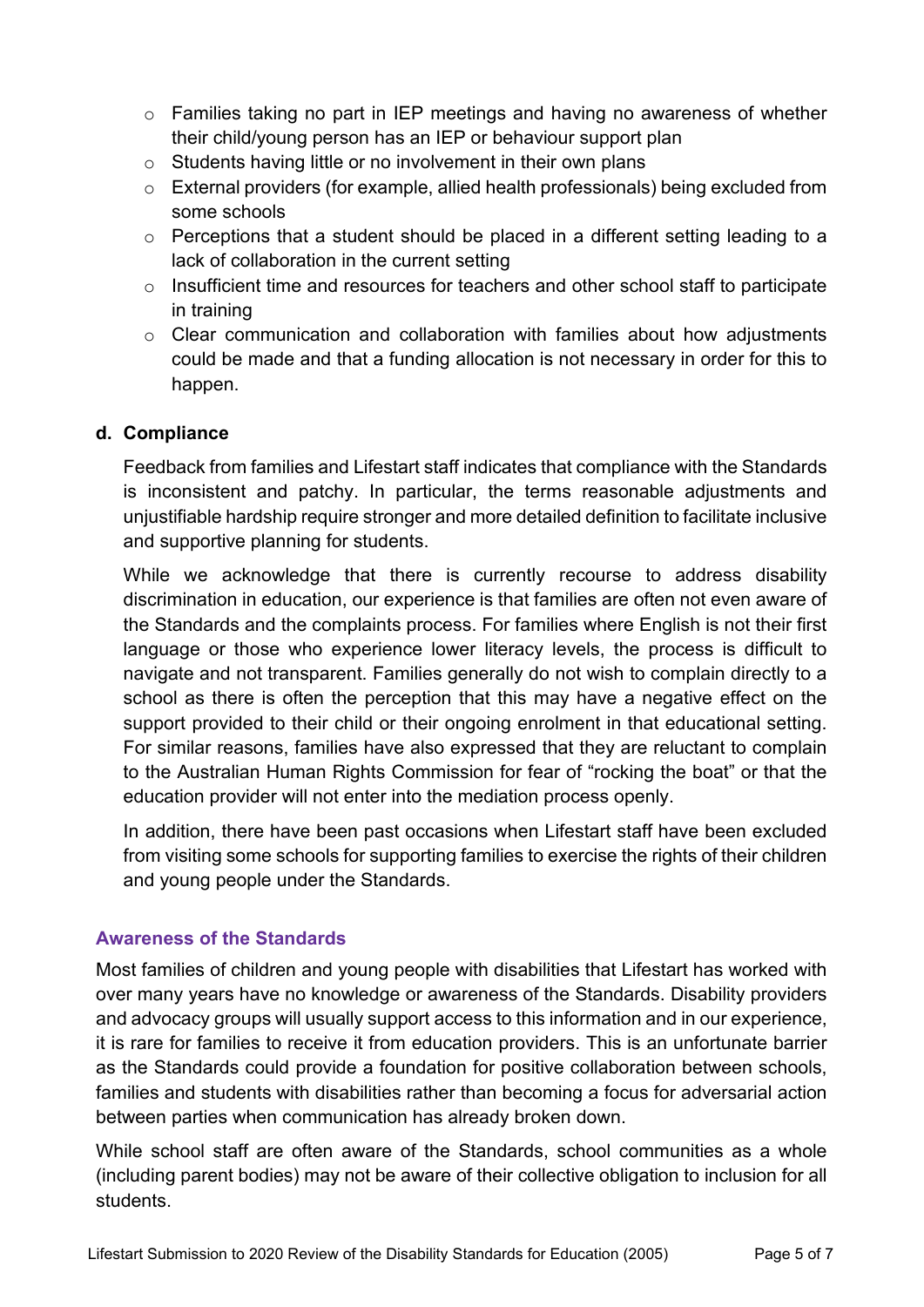- Families taking no part in IEP meetings and having no awareness of whether their child/young person has an IEP or behaviour support plan
- Students having little or no involvement in their own plans
- External providers (for example, allied health professionals) being excluded from some schools
- Perceptions that a student should be placed in a different setting leading to a lack of collaboration in the current setting
- Insufficient time and resources for teachers and other school staff to participate in training
- Clear communication and collaboration with families about how adjustments could be made and that a funding allocation is not necessary in order for this to happen.

**d. Compliance**

Feedback from families and Lifestart staff indicates that compliance with the Standards is inconsistent and patchy. In particular, the terms reasonable adjustments and unjustifiable hardship require stronger and more detailed definition to facilitate inclusive and supportive planning for students.

While we acknowledge that there is currently recourse to address disability discrimination in education, our experience is that families are often not even aware of the Standards and the complaints process. For families where English is not their first language or those who experience lower literacy levels, the process is difficult to navigate and not transparent. Families generally do not wish to complain directly to a school as there is often the perception that this may have a negative effect on the support provided to their child or their ongoing enrolment in that educational setting. For similar reasons, families have also expressed that they are reluctant to complain to the Australian Human Rights Commission for fear of "rocking the boat" or that the education provider will not enter into the mediation process openly.

In addition, there have been past occasions when Lifestart staff have been excluded from visiting some schools for supporting families to exercise the rights of their children and young people under the Standards.

### Awareness of the Standards

Most families of children and young people with disabilities that Lifestart has worked with over many years have no knowledge or awareness of the Standards. Disability providers and advocacy groups will usually support access to this information and in our experience, it is rare for families to receive it from education providers. This is an unfortunate barrier as the Standards could provide a foundation for positive collaboration between schools, families and students with disabilities rather than becoming a focus for adversarial action between parties when communication has already broken down.

While school staff are often aware of the Standards, school communities as a whole (including parent bodies) may not be aware of their collective obligation to inclusion for all students.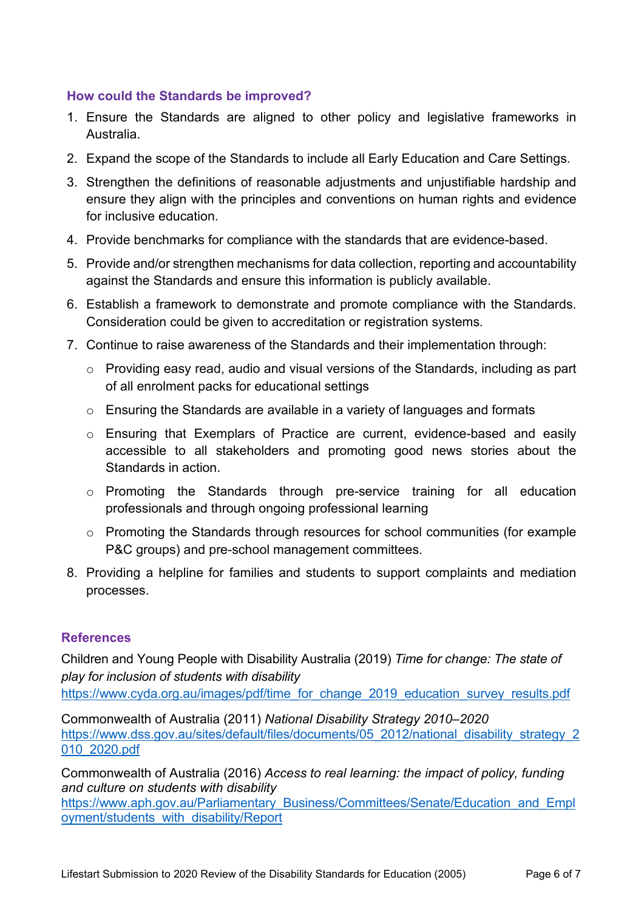### How could the Standards be improved?

1. Ensure the Standards are aligned to other policy and legislative frameworks in Australia.
2. Expand the scope of the Standards to include all Early Education and Care Settings.
3. Strengthen the definitions of reasonable adjustments and unjustifiable hardship and ensure they align with the principles and conventions on human rights and evidence for inclusive education.
4. Provide benchmarks for compliance with the standards that are evidence-based.
5. Provide and/or strengthen mechanisms for data collection, reporting and accountability against the Standards and ensure this information is publicly available.
6. Establish a framework to demonstrate and promote compliance with the Standards. Consideration could be given to accreditation or registration systems.
7. Continue to raise awareness of the Standards and their implementation through:
   - Providing easy read, audio and visual versions of the Standards, including as part of all enrolment packs for educational settings
   - Ensuring the Standards are available in a variety of languages and formats
   - Ensuring that Exemplars of Practice are current, evidence-based and easily accessible to all stakeholders and promoting good news stories about the Standards in action.
   - Promoting the Standards through pre-service training for all education professionals and through ongoing professional learning
   - Promoting the Standards through resources for school communities (for example P&C groups) and pre-school management committees.
8. Providing a helpline for families and students to support complaints and mediation processes.

### References

Children and Young People with Disability Australia (2019) *Time for change: The state of play for inclusion of students with disability*
https://www.cyda.org.au/images/pdf/time_for_change_2019_education_survey_results.pdf

Commonwealth of Australia (2011) *National Disability Strategy 2010–2020*
https://www.dss.gov.au/sites/default/files/documents/05_2012/national_disability_strategy_2010_2020.pdf

Commonwealth of Australia (2016) *Access to real learning: the impact of policy, funding and culture on students with disability*
https://www.aph.gov.au/Parliamentary_Business/Committees/Senate/Education_and_Employment/students_with_disability/Report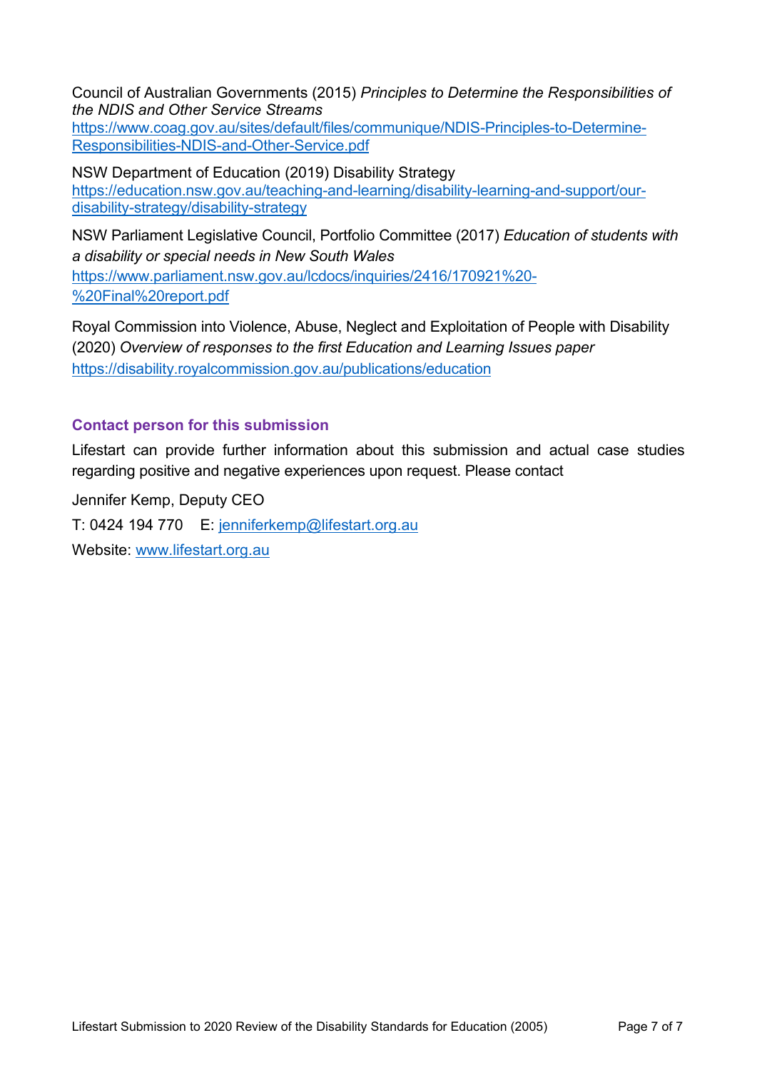Council of Australian Governments (2015) *Principles to Determine the Responsibilities of the NDIS and Other Service Streams*
https://www.coag.gov.au/sites/default/files/communique/NDIS-Principles-to-Determine-Responsibilities-NDIS-and-Other-Service.pdf

NSW Department of Education (2019) Disability Strategy
https://education.nsw.gov.au/teaching-and-learning/disability-learning-and-support/our-disability-strategy/disability-strategy

NSW Parliament Legislative Council, Portfolio Committee (2017) *Education of students with a disability or special needs in New South Wales*
https://www.parliament.nsw.gov.au/lcdocs/inquiries/2416/170921%20-%20Final%20report.pdf

Royal Commission into Violence, Abuse, Neglect and Exploitation of People with Disability (2020) *Overview of responses to the first Education and Learning Issues paper*
https://disability.royalcommission.gov.au/publications/education

### Contact person for this submission

Lifestart can provide further information about this submission and actual case studies regarding positive and negative experiences upon request. Please contact

Jennifer Kemp, Deputy CEO

T: 0424 194 770 E: jenniferkemp@lifestart.org.au

Website: www.lifestart.org.au